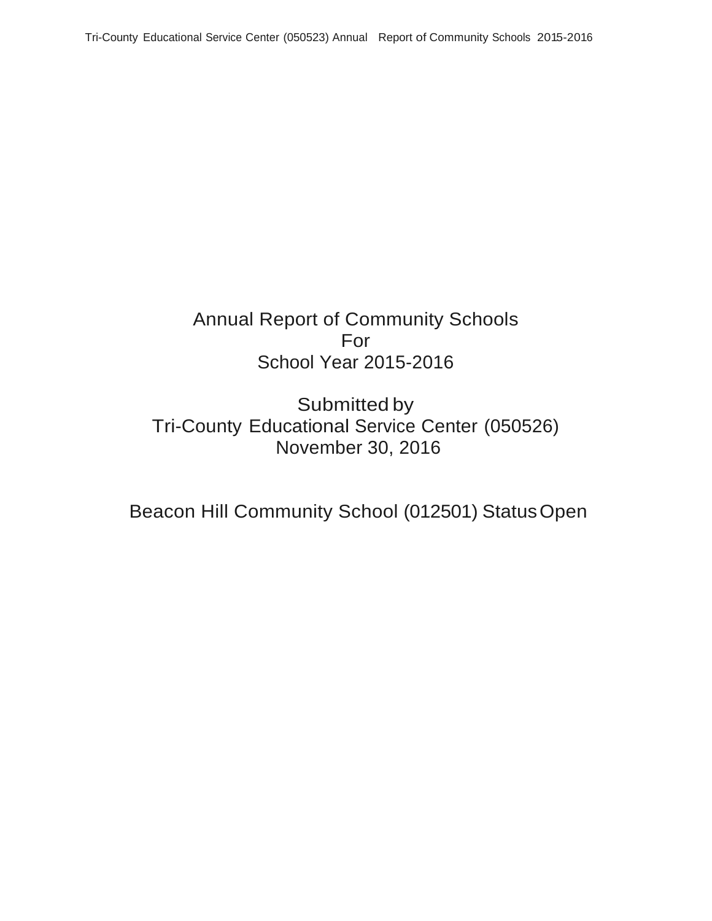# Annual Report of Community Schools
# For
# School Year 2015-2016

## Submitted by
## Tri-County Educational Service Center (050526)
## November 30, 2016

## Beacon Hill Community School (012501) Status Open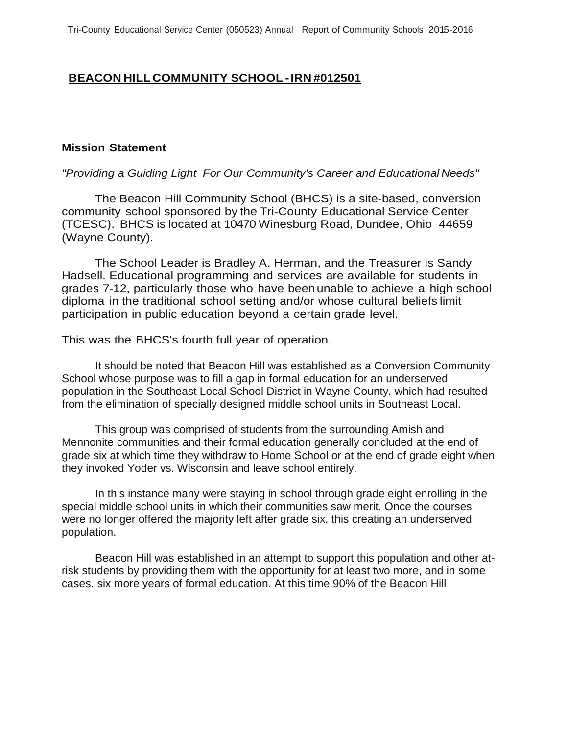## BEACON HILL COMMUNITY SCHOOL - IRN #012501

**Mission Statement**

*"Providing a Guiding Light For Our Community's Career and Educational Needs"*

The Beacon Hill Community School (BHCS) is a site-based, conversion community school sponsored by the Tri-County Educational Service Center (TCESC). BHCS is located at 10470 Winesburg Road, Dundee, Ohio 44659 (Wayne County).

The School Leader is Bradley A. Herman, and the Treasurer is Sandy Hadsell. Educational programming and services are available for students in grades 7-12, particularly those who have been unable to achieve a high school diploma in the traditional school setting and/or whose cultural beliefs limit participation in public education beyond a certain grade level.

This was the BHCS's fourth full year of operation.

It should be noted that Beacon Hill was established as a Conversion Community School whose purpose was to fill a gap in formal education for an underserved population in the Southeast Local School District in Wayne County, which had resulted from the elimination of specially designed middle school units in Southeast Local.

This group was comprised of students from the surrounding Amish and Mennonite communities and their formal education generally concluded at the end of grade six at which time they withdraw to Home School or at the end of grade eight when they invoked Yoder vs. Wisconsin and leave school entirely.

In this instance many were staying in school through grade eight enrolling in the special middle school units in which their communities saw merit. Once the courses were no longer offered the majority left after grade six, this creating an underserved population.

Beacon Hill was established in an attempt to support this population and other at-risk students by providing them with the opportunity for at least two more, and in some cases, six more years of formal education. At this time 90% of the Beacon Hill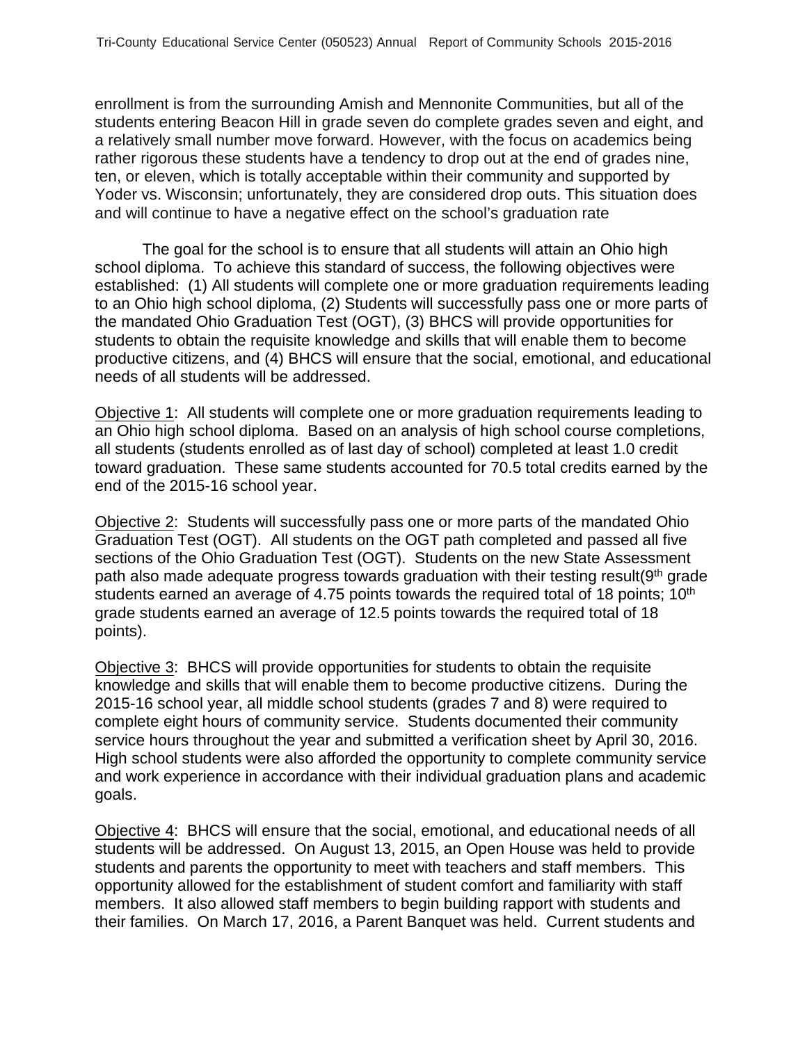enrollment is from the surrounding Amish and Mennonite Communities, but all of the students entering Beacon Hill in grade seven do complete grades seven and eight, and a relatively small number move forward. However, with the focus on academics being rather rigorous these students have a tendency to drop out at the end of grades nine, ten, or eleven, which is totally acceptable within their community and supported by Yoder vs. Wisconsin; unfortunately, they are considered drop outs. This situation does and will continue to have a negative effect on the school's graduation rate

The goal for the school is to ensure that all students will attain an Ohio high school diploma. To achieve this standard of success, the following objectives were established: (1) All students will complete one or more graduation requirements leading to an Ohio high school diploma, (2) Students will successfully pass one or more parts of the mandated Ohio Graduation Test (OGT), (3) BHCS will provide opportunities for students to obtain the requisite knowledge and skills that will enable them to become productive citizens, and (4) BHCS will ensure that the social, emotional, and educational needs of all students will be addressed.

Objective 1: All students will complete one or more graduation requirements leading to an Ohio high school diploma. Based on an analysis of high school course completions, all students (students enrolled as of last day of school) completed at least 1.0 credit toward graduation. These same students accounted for 70.5 total credits earned by the end of the 2015-16 school year.

Objective 2: Students will successfully pass one or more parts of the mandated Ohio Graduation Test (OGT). All students on the OGT path completed and passed all five sections of the Ohio Graduation Test (OGT). Students on the new State Assessment path also made adequate progress towards graduation with their testing result(9th grade students earned an average of 4.75 points towards the required total of 18 points; 10th grade students earned an average of 12.5 points towards the required total of 18 points).

Objective 3: BHCS will provide opportunities for students to obtain the requisite knowledge and skills that will enable them to become productive citizens. During the 2015-16 school year, all middle school students (grades 7 and 8) were required to complete eight hours of community service. Students documented their community service hours throughout the year and submitted a verification sheet by April 30, 2016. High school students were also afforded the opportunity to complete community service and work experience in accordance with their individual graduation plans and academic goals.

Objective 4: BHCS will ensure that the social, emotional, and educational needs of all students will be addressed. On August 13, 2015, an Open House was held to provide students and parents the opportunity to meet with teachers and staff members. This opportunity allowed for the establishment of student comfort and familiarity with staff members. It also allowed staff members to begin building rapport with students and their families. On March 17, 2016, a Parent Banquet was held. Current students and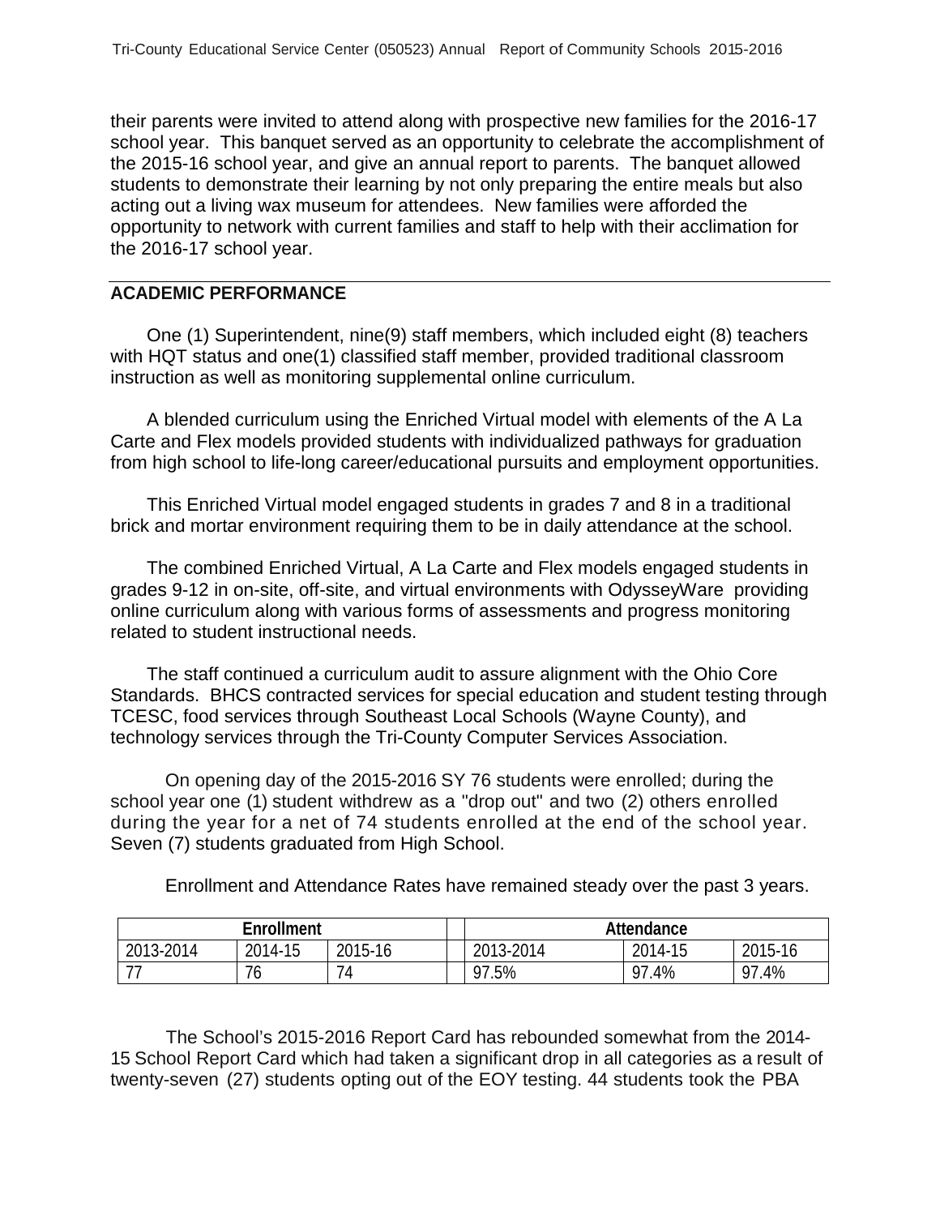their parents were invited to attend along with prospective new families for the 2016-17 school year. This banquet served as an opportunity to celebrate the accomplishment of the 2015-16 school year, and give an annual report to parents. The banquet allowed students to demonstrate their learning by not only preparing the entire meals but also acting out a living wax museum for attendees. New families were afforded the opportunity to network with current families and staff to help with their acclimation for the 2016-17 school year.

## ACADEMIC PERFORMANCE

One (1) Superintendent, nine(9) staff members, which included eight (8) teachers with HQT status and one(1) classified staff member, provided traditional classroom instruction as well as monitoring supplemental online curriculum.

A blended curriculum using the Enriched Virtual model with elements of the A La Carte and Flex models provided students with individualized pathways for graduation from high school to life-long career/educational pursuits and employment opportunities.

This Enriched Virtual model engaged students in grades 7 and 8 in a traditional brick and mortar environment requiring them to be in daily attendance at the school.

The combined Enriched Virtual, A La Carte and Flex models engaged students in grades 9-12 in on-site, off-site, and virtual environments with OdysseyWare providing online curriculum along with various forms of assessments and progress monitoring related to student instructional needs.

The staff continued a curriculum audit to assure alignment with the Ohio Core Standards. BHCS contracted services for special education and student testing through TCESC, food services through Southeast Local Schools (Wayne County), and technology services through the Tri-County Computer Services Association.

On opening day of the 2015-2016 SY 76 students were enrolled; during the school year one (1) student withdrew as a "drop out" and two (2) others enrolled during the year for a net of 74 students enrolled at the end of the school year. Seven (7) students graduated from High School.

Enrollment and Attendance Rates have remained steady over the past 3 years.

| Enrollment | | | | Attendance | | |
|---|---|---|---|---|---|---|
| 2013-2014 | 2014-15 | 2015-16 | | 2013-2014 | 2014-15 | 2015-16 |
| 77 | 76 | 74 | | 97.5% | 97.4% | 97.4% |

The School's 2015-2016 Report Card has rebounded somewhat from the 2014-15 School Report Card which had taken a significant drop in all categories as a result of twenty-seven (27) students opting out of the EOY testing. 44 students took the PBA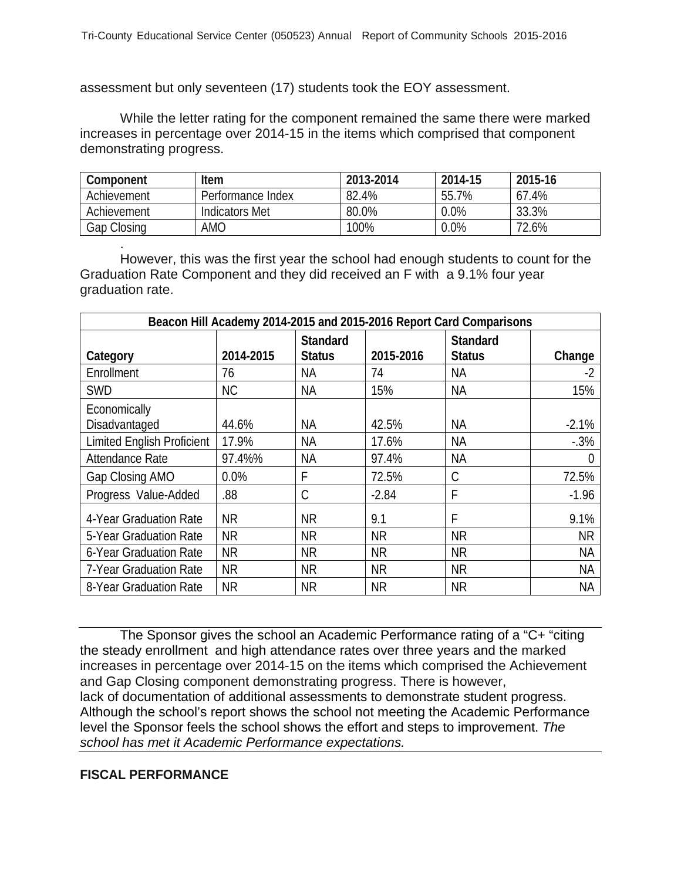assessment but only seventeen (17) students took the EOY assessment.

While the letter rating for the component remained the same there were marked increases in percentage over 2014-15 in the items which comprised that component demonstrating progress.

| Component | Item | 2013-2014 | 2014-15 | 2015-16 |
|---|---|---|---|---|
| Achievement | Performance Index | 82.4% | 55.7% | 67.4% |
| Achievement | Indicators Met | 80.0% | 0.0% | 33.3% |
| Gap Closing | AMO | 100% | 0.0% | 72.6% |

.

However, this was the first year the school had enough students to count for the Graduation Rate Component and they did received an F with a 9.1% four year graduation rate.

| Beacon Hill Academy 2014-2015 and 2015-2016 Report Card Comparisons | | | | | |
|---|---|---|---|---|---|
| Category | 2014-2015 | Standard Status | 2015-2016 | Standard Status | Change |
| Enrollment | 76 | NA | 74 | NA | -2 |
| SWD | NC | NA | 15% | NA | 15% |
| Economically Disadvantaged | 44.6% | NA | 42.5% | NA | -2.1% |
| Limited English Proficient | 17.9% | NA | 17.6% | NA | -.3% |
| Attendance Rate | 97.4%% | NA | 97.4% | NA | 0 |
| Gap Closing AMO | 0.0% | F | 72.5% | C | 72.5% |
| Progress Value-Added | .88 | C | -2.84 | F | -1.96 |
| 4-Year Graduation Rate | NR | NR | 9.1 | F | 9.1% |
| 5-Year Graduation Rate | NR | NR | NR | NR | NR |
| 6-Year Graduation Rate | NR | NR | NR | NR | NA |
| 7-Year Graduation Rate | NR | NR | NR | NR | NA |
| 8-Year Graduation Rate | NR | NR | NR | NR | NA |

The Sponsor gives the school an Academic Performance rating of a "C+ "citing the steady enrollment and high attendance rates over three years and the marked increases in percentage over 2014-15 on the items which comprised the Achievement and Gap Closing component demonstrating progress. There is however, lack of documentation of additional assessments to demonstrate student progress. Although the school's report shows the school not meeting the Academic Performance level the Sponsor feels the school shows the effort and steps to improvement. *The school has met it Academic Performance expectations.*

**FISCAL PERFORMANCE**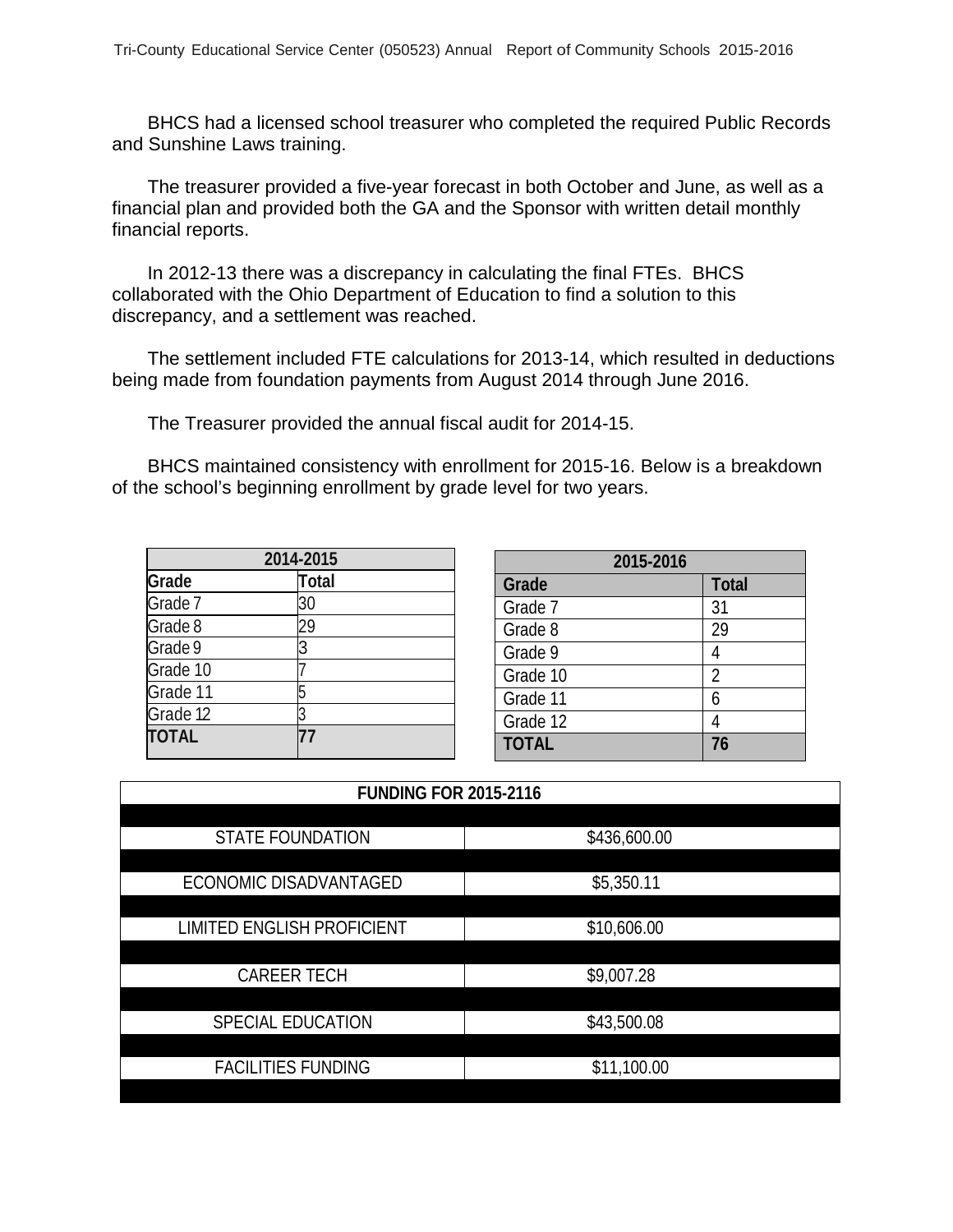BHCS had a licensed school treasurer who completed the required Public Records and Sunshine Laws training.

The treasurer provided a five-year forecast in both October and June, as well as a financial plan and provided both the GA and the Sponsor with written detail monthly financial reports.

In 2012-13 there was a discrepancy in calculating the final FTEs. BHCS collaborated with the Ohio Department of Education to find a solution to this discrepancy, and a settlement was reached.

The settlement included FTE calculations for 2013-14, which resulted in deductions being made from foundation payments from August 2014 through June 2016.

The Treasurer provided the annual fiscal audit for 2014-15.

BHCS maintained consistency with enrollment for 2015-16. Below is a breakdown of the school's beginning enrollment by grade level for two years.

| 2014-2015 | |
|---|---|
| **Grade** | **Total** |
| Grade 7 | 30 |
| Grade 8 | 29 |
| Grade 9 | 3 |
| Grade 10 | 7 |
| Grade 11 | 5 |
| Grade 12 | 3 |
| **TOTAL** | **77** |

| 2015-2016 | |
|---|---|
| **Grade** | **Total** |
| Grade 7 | 31 |
| Grade 8 | 29 |
| Grade 9 | 4 |
| Grade 10 | 2 |
| Grade 11 | 6 |
| Grade 12 | 4 |
| **TOTAL** | **76** |

| FUNDING FOR 2015-2116 | |
|---|---|
| STATE FOUNDATION | $436,600.00 |
| ECONOMIC DISADVANTAGED | $5,350.11 |
| LIMITED ENGLISH PROFICIENT | $10,606.00 |
| CAREER TECH | $9,007.28 |
| SPECIAL EDUCATION | $43,500.08 |
| FACILITIES FUNDING | $11,100.00 |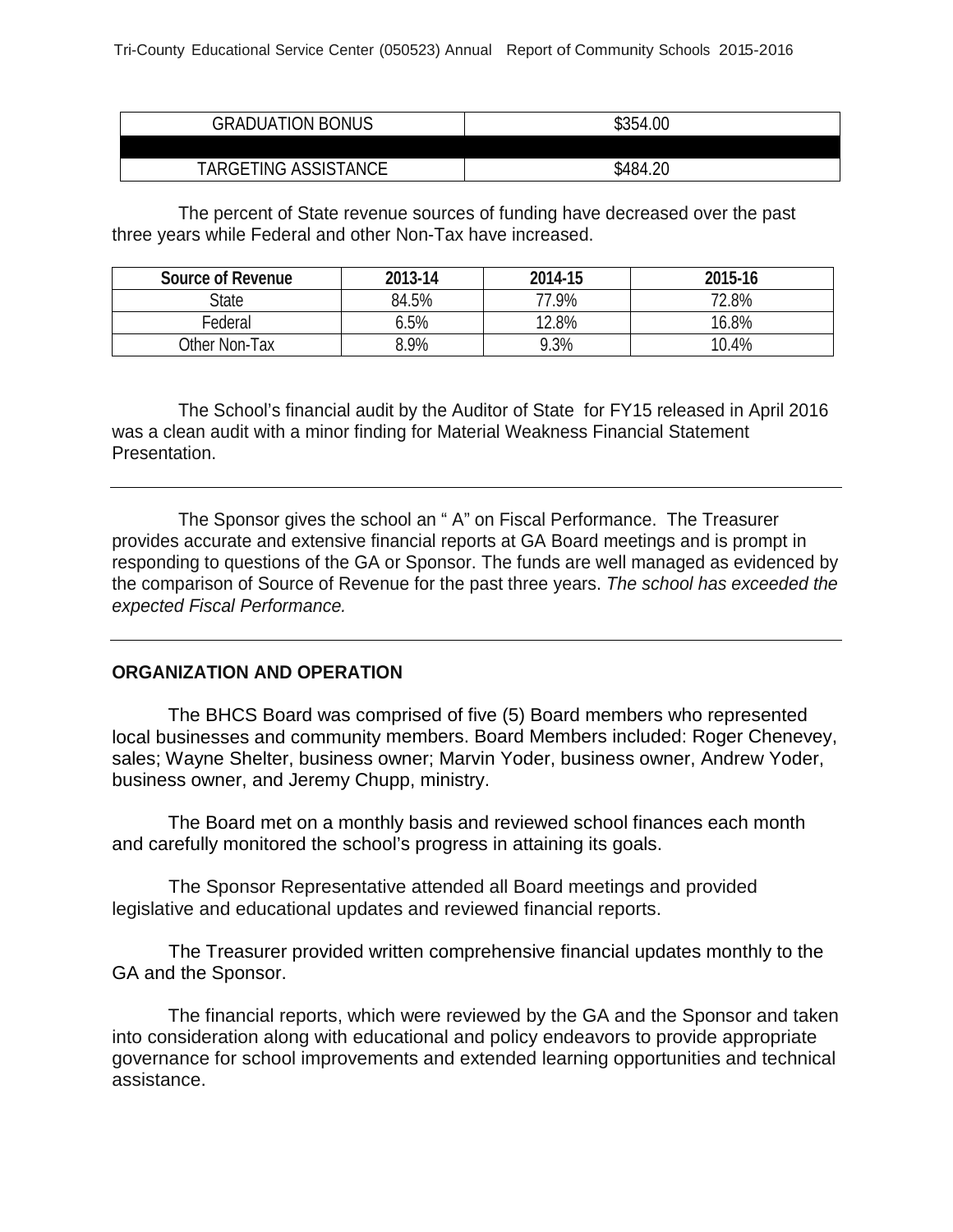| GRADUATION BONUS | $354.00 |
|---|---|
| | |
| TARGETING ASSISTANCE | $484.20 |

The percent of State revenue sources of funding have decreased over the past three years while Federal and other Non-Tax have increased.

| Source of Revenue | 2013-14 | 2014-15 | 2015-16 |
|---|---|---|---|
| State | 84.5% | 77.9% | 72.8% |
| Federal | 6.5% | 12.8% | 16.8% |
| Other Non-Tax | 8.9% | 9.3% | 10.4% |

The School's financial audit by the Auditor of State for FY15 released in April 2016 was a clean audit with a minor finding for Material Weakness Financial Statement Presentation.

---

The Sponsor gives the school an " A" on Fiscal Performance. The Treasurer provides accurate and extensive financial reports at GA Board meetings and is prompt in responding to questions of the GA or Sponsor. The funds are well managed as evidenced by the comparison of Source of Revenue for the past three years. *The school has exceeded the expected Fiscal Performance.*

---

## ORGANIZATION AND OPERATION

The BHCS Board was comprised of five (5) Board members who represented local businesses and community members. Board Members included: Roger Chenevey, sales; Wayne Shelter, business owner; Marvin Yoder, business owner, Andrew Yoder, business owner, and Jeremy Chupp, ministry.

The Board met on a monthly basis and reviewed school finances each month and carefully monitored the school's progress in attaining its goals.

The Sponsor Representative attended all Board meetings and provided legislative and educational updates and reviewed financial reports.

The Treasurer provided written comprehensive financial updates monthly to the GA and the Sponsor.

The financial reports, which were reviewed by the GA and the Sponsor and taken into consideration along with educational and policy endeavors to provide appropriate governance for school improvements and extended learning opportunities and technical assistance.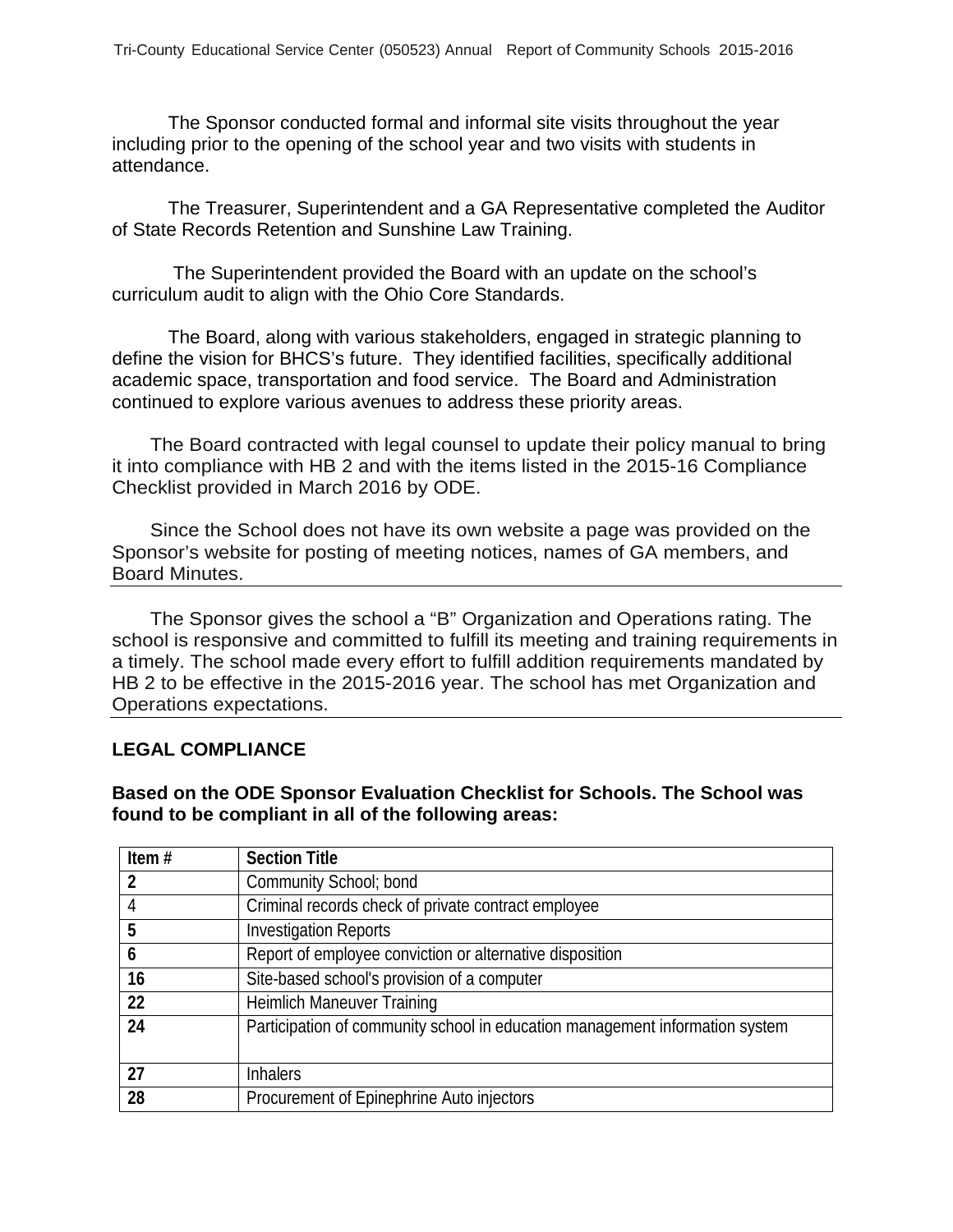The Sponsor conducted formal and informal site visits throughout the year including prior to the opening of the school year and two visits with students in attendance.

The Treasurer, Superintendent and a GA Representative completed the Auditor of State Records Retention and Sunshine Law Training.

The Superintendent provided the Board with an update on the school's curriculum audit to align with the Ohio Core Standards.

The Board, along with various stakeholders, engaged in strategic planning to define the vision for BHCS's future. They identified facilities, specifically additional academic space, transportation and food service. The Board and Administration continued to explore various avenues to address these priority areas.

The Board contracted with legal counsel to update their policy manual to bring it into compliance with HB 2 and with the items listed in the 2015-16 Compliance Checklist provided in March 2016 by ODE.

Since the School does not have its own website a page was provided on the Sponsor's website for posting of meeting notices, names of GA members, and Board Minutes.

---

The Sponsor gives the school a "B" Organization and Operations rating. The school is responsive and committed to fulfill its meeting and training requirements in a timely. The school made every effort to fulfill addition requirements mandated by HB 2 to be effective in the 2015-2016 year. The school has met Organization and Operations expectations.

---

## LEGAL COMPLIANCE

**Based on the ODE Sponsor Evaluation Checklist for Schools. The School was found to be compliant in all of the following areas:**

| Item # | Section Title |
|---|---|
| 2 | Community School; bond |
| 4 | Criminal records check of private contract employee |
| 5 | Investigation Reports |
| 6 | Report of employee conviction or alternative disposition |
| 16 | Site-based school's provision of a computer |
| 22 | Heimlich Maneuver Training |
| 24 | Participation of community school in education management information system |
| 27 | Inhalers |
| 28 | Procurement of Epinephrine Auto injectors |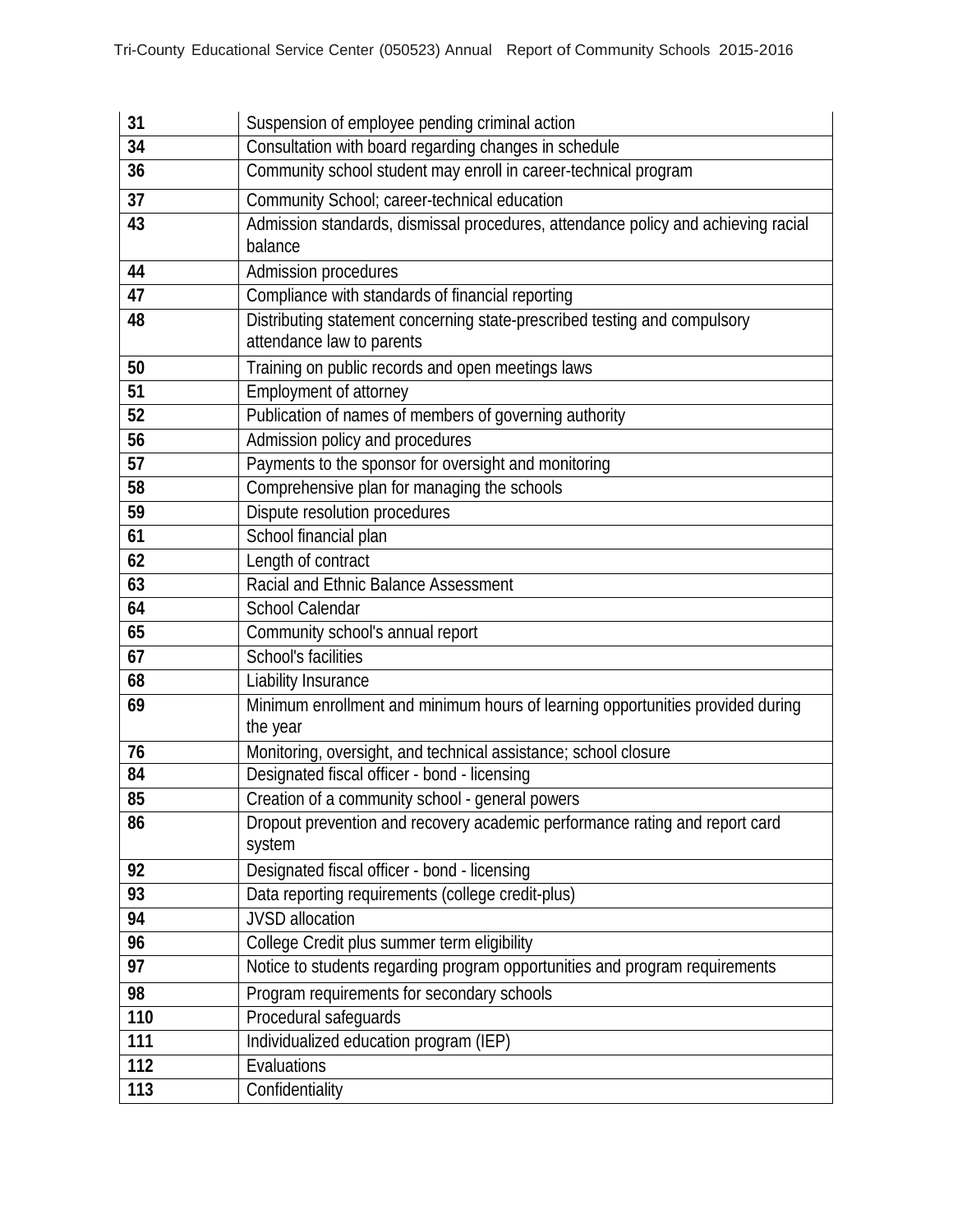| 31 | Suspension of employee pending criminal action |
|---|---|
| 34 | Consultation with board regarding changes in schedule |
| 36 | Community school student may enroll in career-technical program |
| 37 | Community School; career-technical education |
| 43 | Admission standards, dismissal procedures, attendance policy and achieving racial balance |
| 44 | Admission procedures |
| 47 | Compliance with standards of financial reporting |
| 48 | Distributing statement concerning state-prescribed testing and compulsory attendance law to parents |
| 50 | Training on public records and open meetings laws |
| 51 | Employment of attorney |
| 52 | Publication of names of members of governing authority |
| 56 | Admission policy and procedures |
| 57 | Payments to the sponsor for oversight and monitoring |
| 58 | Comprehensive plan for managing the schools |
| 59 | Dispute resolution procedures |
| 61 | School financial plan |
| 62 | Length of contract |
| 63 | Racial and Ethnic Balance Assessment |
| 64 | School Calendar |
| 65 | Community school's annual report |
| 67 | School's facilities |
| 68 | Liability Insurance |
| 69 | Minimum enrollment and minimum hours of learning opportunities provided during the year |
| 76 | Monitoring, oversight, and technical assistance; school closure |
| 84 | Designated fiscal officer - bond - licensing |
| 85 | Creation of a community school - general powers |
| 86 | Dropout prevention and recovery academic performance rating and report card system |
| 92 | Designated fiscal officer - bond - licensing |
| 93 | Data reporting requirements (college credit-plus) |
| 94 | JVSD allocation |
| 96 | College Credit plus summer term eligibility |
| 97 | Notice to students regarding program opportunities and program requirements |
| 98 | Program requirements for secondary schools |
| 110 | Procedural safeguards |
| 111 | Individualized education program (IEP) |
| 112 | Evaluations |
| 113 | Confidentiality |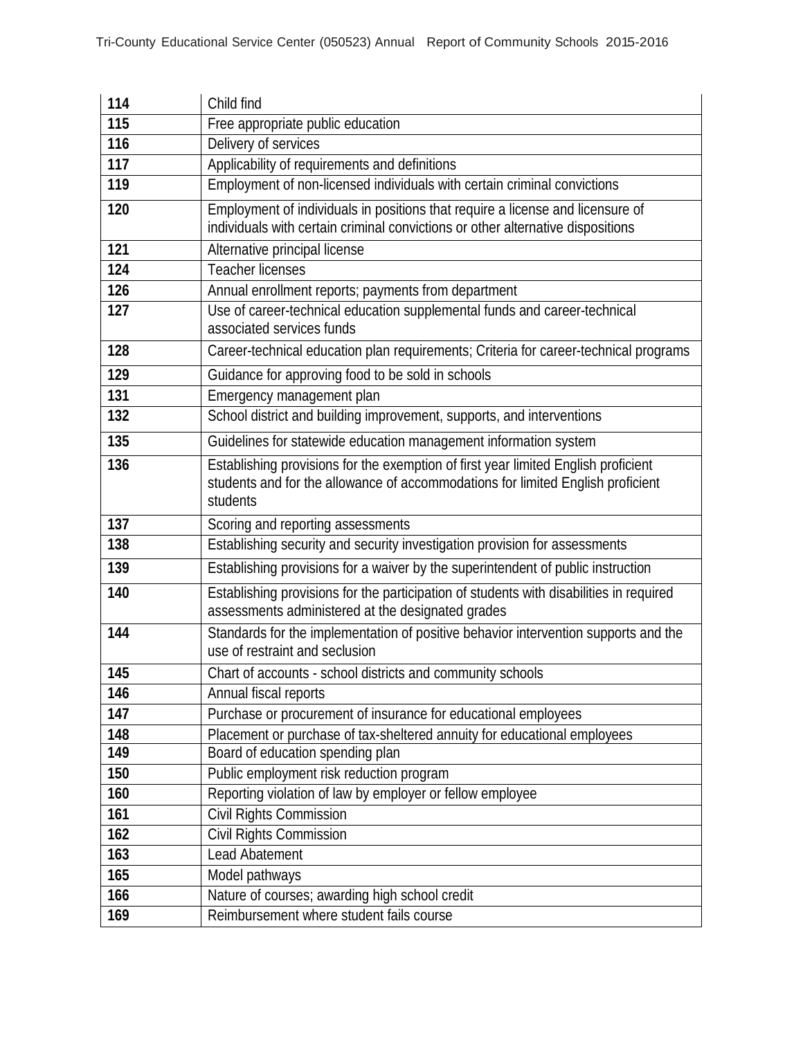| 114 | Child find |
|---|---|
| 115 | Free appropriate public education |
| 116 | Delivery of services |
| 117 | Applicability of requirements and definitions |
| 119 | Employment of non-licensed individuals with certain criminal convictions |
| 120 | Employment of individuals in positions that require a license and licensure of individuals with certain criminal convictions or other alternative dispositions |
| 121 | Alternative principal license |
| 124 | Teacher licenses |
| 126 | Annual enrollment reports; payments from department |
| 127 | Use of career-technical education supplemental funds and career-technical associated services funds |
| 128 | Career-technical education plan requirements; Criteria for career-technical programs |
| 129 | Guidance for approving food to be sold in schools |
| 131 | Emergency management plan |
| 132 | School district and building improvement, supports, and interventions |
| 135 | Guidelines for statewide education management information system |
| 136 | Establishing provisions for the exemption of first year limited English proficient students and for the allowance of accommodations for limited English proficient students |
| 137 | Scoring and reporting assessments |
| 138 | Establishing security and security investigation provision for assessments |
| 139 | Establishing provisions for a waiver by the superintendent of public instruction |
| 140 | Establishing provisions for the participation of students with disabilities in required assessments administered at the designated grades |
| 144 | Standards for the implementation of positive behavior intervention supports and the use of restraint and seclusion |
| 145 | Chart of accounts - school districts and community schools |
| 146 | Annual fiscal reports |
| 147 | Purchase or procurement of insurance for educational employees |
| 148 | Placement or purchase of tax-sheltered annuity for educational employees |
| 149 | Board of education spending plan |
| 150 | Public employment risk reduction program |
| 160 | Reporting violation of law by employer or fellow employee |
| 161 | Civil Rights Commission |
| 162 | Civil Rights Commission |
| 163 | Lead Abatement |
| 165 | Model pathways |
| 166 | Nature of courses; awarding high school credit |
| 169 | Reimbursement where student fails course |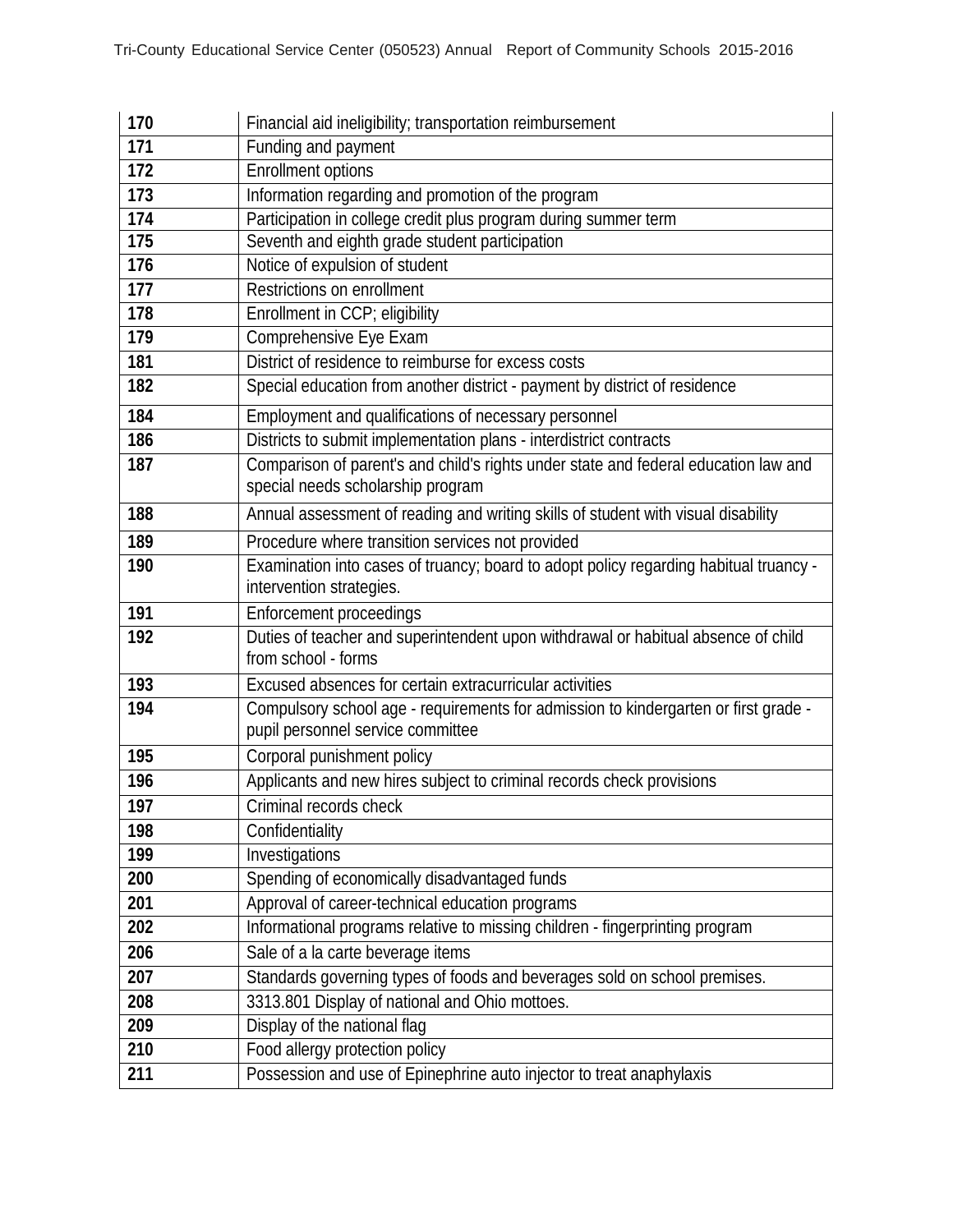| | |
|---|---|
| 170 | Financial aid ineligibility; transportation reimbursement |
| 171 | Funding and payment |
| 172 | Enrollment options |
| 173 | Information regarding and promotion of the program |
| 174 | Participation in college credit plus program during summer term |
| 175 | Seventh and eighth grade student participation |
| 176 | Notice of expulsion of student |
| 177 | Restrictions on enrollment |
| 178 | Enrollment in CCP; eligibility |
| 179 | Comprehensive Eye Exam |
| 181 | District of residence to reimburse for excess costs |
| 182 | Special education from another district - payment by district of residence |
| 184 | Employment and qualifications of necessary personnel |
| 186 | Districts to submit implementation plans - interdistrict contracts |
| 187 | Comparison of parent's and child's rights under state and federal education law and special needs scholarship program |
| 188 | Annual assessment of reading and writing skills of student with visual disability |
| 189 | Procedure where transition services not provided |
| 190 | Examination into cases of truancy; board to adopt policy regarding habitual truancy - intervention strategies. |
| 191 | Enforcement proceedings |
| 192 | Duties of teacher and superintendent upon withdrawal or habitual absence of child from school - forms |
| 193 | Excused absences for certain extracurricular activities |
| 194 | Compulsory school age - requirements for admission to kindergarten or first grade - pupil personnel service committee |
| 195 | Corporal punishment policy |
| 196 | Applicants and new hires subject to criminal records check provisions |
| 197 | Criminal records check |
| 198 | Confidentiality |
| 199 | Investigations |
| 200 | Spending of economically disadvantaged funds |
| 201 | Approval of career-technical education programs |
| 202 | Informational programs relative to missing children - fingerprinting program |
| 206 | Sale of a la carte beverage items |
| 207 | Standards governing types of foods and beverages sold on school premises. |
| 208 | 3313.801 Display of national and Ohio mottoes. |
| 209 | Display of the national flag |
| 210 | Food allergy protection policy |
| 211 | Possession and use of Epinephrine auto injector to treat anaphylaxis |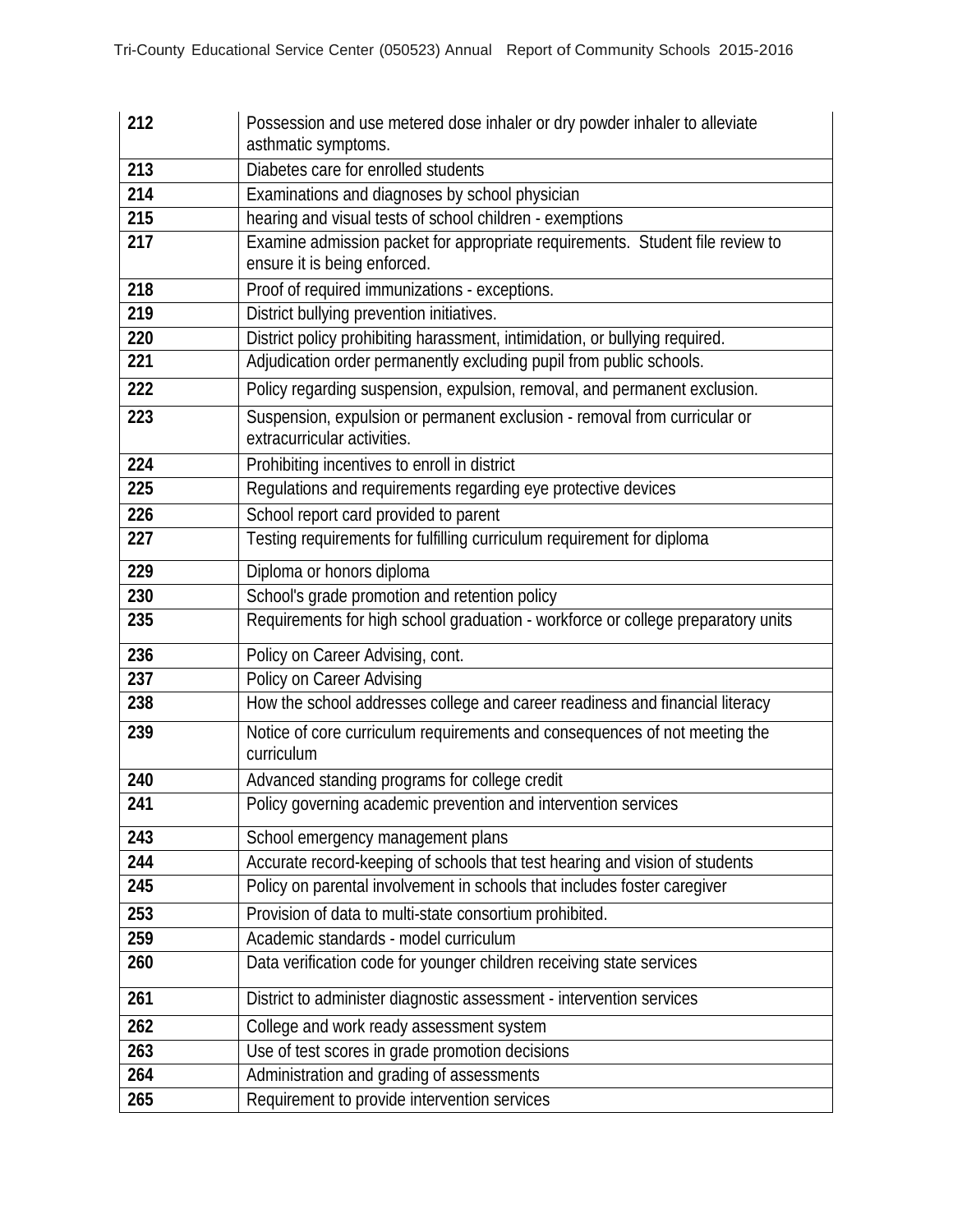| 212 | Possession and use metered dose inhaler or dry powder inhaler to alleviate asthmatic symptoms. |
|---|---|
| 213 | Diabetes care for enrolled students |
| 214 | Examinations and diagnoses by school physician |
| 215 | hearing and visual tests of school children - exemptions |
| 217 | Examine admission packet for appropriate requirements. Student file review to ensure it is being enforced. |
| 218 | Proof of required immunizations - exceptions. |
| 219 | District bullying prevention initiatives. |
| 220 | District policy prohibiting harassment, intimidation, or bullying required. |
| 221 | Adjudication order permanently excluding pupil from public schools. |
| 222 | Policy regarding suspension, expulsion, removal, and permanent exclusion. |
| 223 | Suspension, expulsion or permanent exclusion - removal from curricular or extracurricular activities. |
| 224 | Prohibiting incentives to enroll in district |
| 225 | Regulations and requirements regarding eye protective devices |
| 226 | School report card provided to parent |
| 227 | Testing requirements for fulfilling curriculum requirement for diploma |
| 229 | Diploma or honors diploma |
| 230 | School's grade promotion and retention policy |
| 235 | Requirements for high school graduation - workforce or college preparatory units |
| 236 | Policy on Career Advising, cont. |
| 237 | Policy on Career Advising |
| 238 | How the school addresses college and career readiness and financial literacy |
| 239 | Notice of core curriculum requirements and consequences of not meeting the curriculum |
| 240 | Advanced standing programs for college credit |
| 241 | Policy governing academic prevention and intervention services |
| 243 | School emergency management plans |
| 244 | Accurate record-keeping of schools that test hearing and vision of students |
| 245 | Policy on parental involvement in schools that includes foster caregiver |
| 253 | Provision of data to multi-state consortium prohibited. |
| 259 | Academic standards - model curriculum |
| 260 | Data verification code for younger children receiving state services |
| 261 | District to administer diagnostic assessment - intervention services |
| 262 | College and work ready assessment system |
| 263 | Use of test scores in grade promotion decisions |
| 264 | Administration and grading of assessments |
| 265 | Requirement to provide intervention services |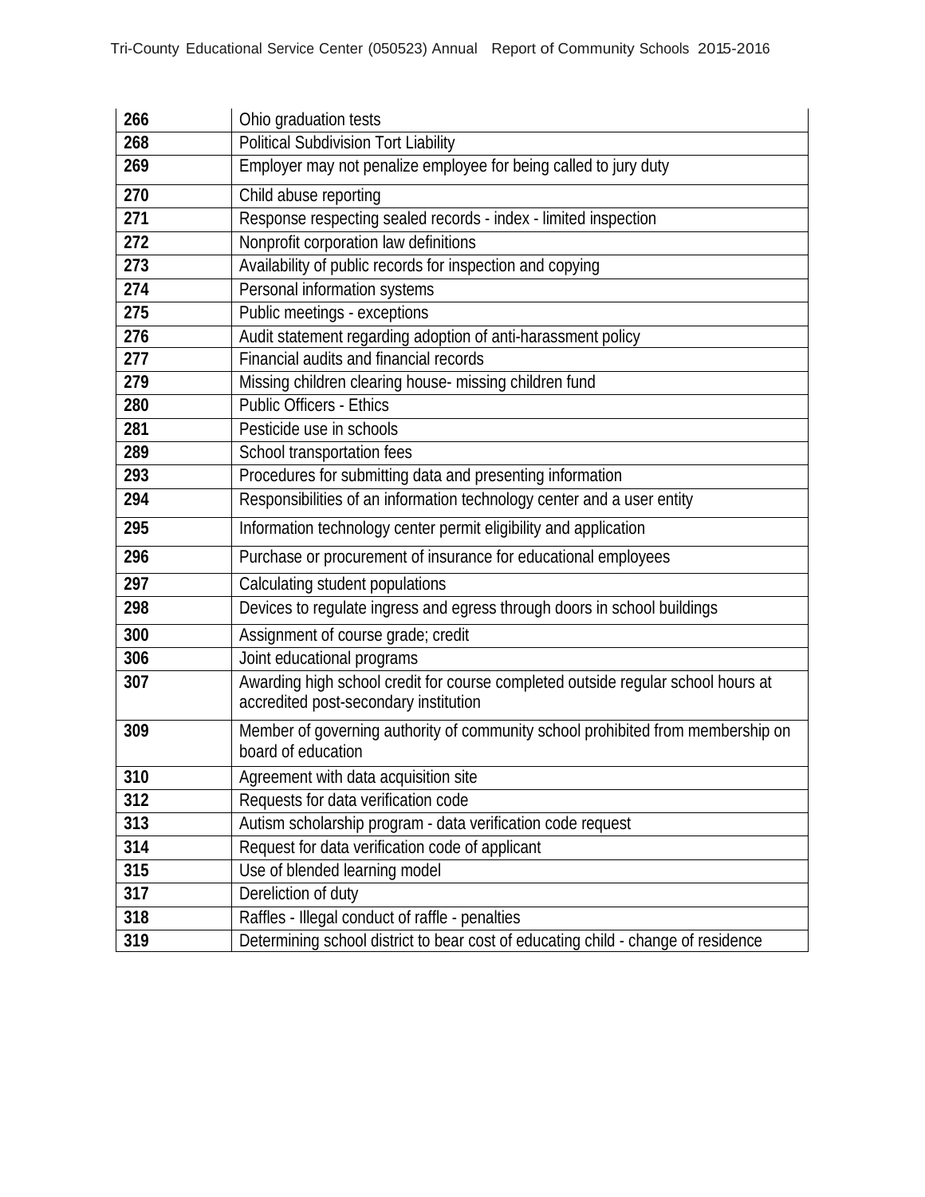| 266 | Ohio graduation tests |
|---|---|
| 268 | Political Subdivision Tort Liability |
| 269 | Employer may not penalize employee for being called to jury duty |
| 270 | Child abuse reporting |
| 271 | Response respecting sealed records - index - limited inspection |
| 272 | Nonprofit corporation law definitions |
| 273 | Availability of public records for inspection and copying |
| 274 | Personal information systems |
| 275 | Public meetings - exceptions |
| 276 | Audit statement regarding adoption of anti-harassment policy |
| 277 | Financial audits and financial records |
| 279 | Missing children clearing house- missing children fund |
| 280 | Public Officers - Ethics |
| 281 | Pesticide use in schools |
| 289 | School transportation fees |
| 293 | Procedures for submitting data and presenting information |
| 294 | Responsibilities of an information technology center and a user entity |
| 295 | Information technology center permit eligibility and application |
| 296 | Purchase or procurement of insurance for educational employees |
| 297 | Calculating student populations |
| 298 | Devices to regulate ingress and egress through doors in school buildings |
| 300 | Assignment of course grade; credit |
| 306 | Joint educational programs |
| 307 | Awarding high school credit for course completed outside regular school hours at accredited post-secondary institution |
| 309 | Member of governing authority of community school prohibited from membership on board of education |
| 310 | Agreement with data acquisition site |
| 312 | Requests for data verification code |
| 313 | Autism scholarship program - data verification code request |
| 314 | Request for data verification code of applicant |
| 315 | Use of blended learning model |
| 317 | Dereliction of duty |
| 318 | Raffles - Illegal conduct of raffle - penalties |
| 319 | Determining school district to bear cost of educating child - change of residence |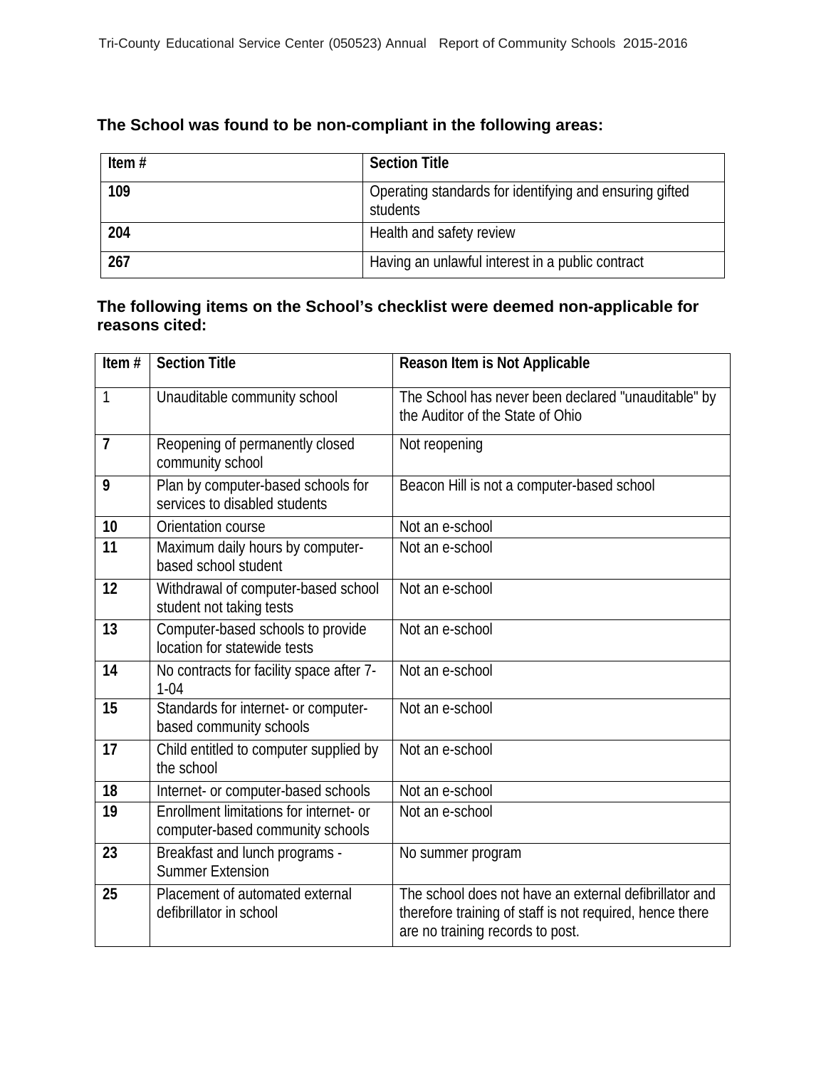**The School was found to be non-compliant in the following areas:**

| Item # | Section Title |
|---|---|
| 109 | Operating standards for identifying and ensuring gifted students |
| 204 | Health and safety review |
| 267 | Having an unlawful interest in a public contract |

**The following items on the School's checklist were deemed non-applicable for reasons cited:**

| Item # | Section Title | Reason Item is Not Applicable |
|---|---|---|
| 1 | Unauditable community school | The School has never been declared "unauditable" by the Auditor of the State of Ohio |
| 7 | Reopening of permanently closed community school | Not reopening |
| 9 | Plan by computer-based schools for services to disabled students | Beacon Hill is not a computer-based school |
| 10 | Orientation course | Not an e-school |
| 11 | Maximum daily hours by computer-based school student | Not an e-school |
| 12 | Withdrawal of computer-based school student not taking tests | Not an e-school |
| 13 | Computer-based schools to provide location for statewide tests | Not an e-school |
| 14 | No contracts for facility space after 7-1-04 | Not an e-school |
| 15 | Standards for internet- or computer-based community schools | Not an e-school |
| 17 | Child entitled to computer supplied by the school | Not an e-school |
| 18 | Internet- or computer-based schools | Not an e-school |
| 19 | Enrollment limitations for internet- or computer-based community schools | Not an e-school |
| 23 | Breakfast and lunch programs - Summer Extension | No summer program |
| 25 | Placement of automated external defibrillator in school | The school does not have an external defibrillator and therefore training of staff is not required, hence there are no training records to post. |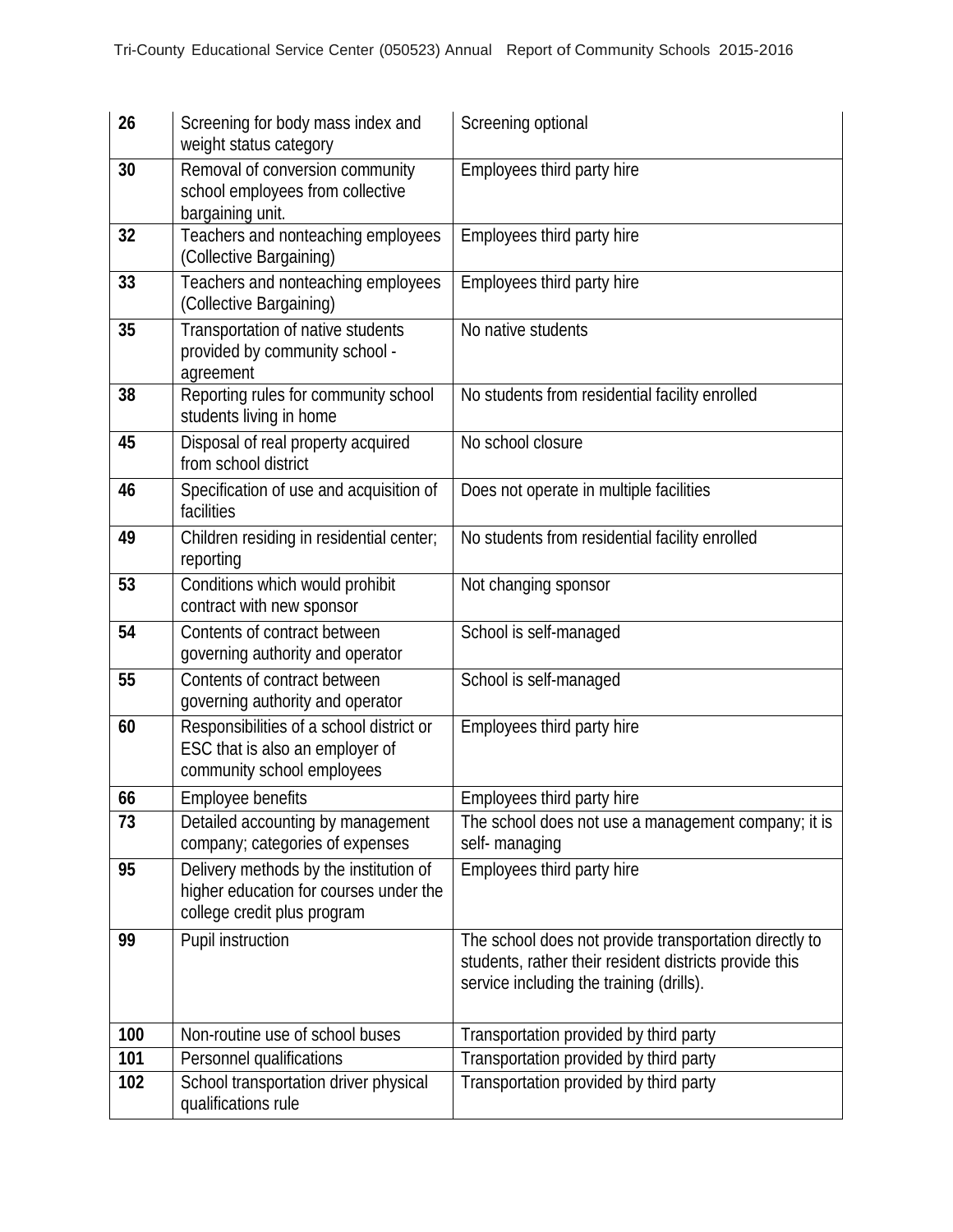| 26 | Screening for body mass index and weight status category | Screening optional |
|---|---|---|
| 30 | Removal of conversion community school employees from collective bargaining unit. | Employees third party hire |
| 32 | Teachers and nonteaching employees (Collective Bargaining) | Employees third party hire |
| 33 | Teachers and nonteaching employees (Collective Bargaining) | Employees third party hire |
| 35 | Transportation of native students provided by community school - agreement | No native students |
| 38 | Reporting rules for community school students living in home | No students from residential facility enrolled |
| 45 | Disposal of real property acquired from school district | No school closure |
| 46 | Specification of use and acquisition of facilities | Does not operate in multiple facilities |
| 49 | Children residing in residential center; reporting | No students from residential facility enrolled |
| 53 | Conditions which would prohibit contract with new sponsor | Not changing sponsor |
| 54 | Contents of contract between governing authority and operator | School is self-managed |
| 55 | Contents of contract between governing authority and operator | School is self-managed |
| 60 | Responsibilities of a school district or ESC that is also an employer of community school employees | Employees third party hire |
| 66 | Employee benefits | Employees third party hire |
| 73 | Detailed accounting by management company; categories of expenses | The school does not use a management company; it is self- managing |
| 95 | Delivery methods by the institution of higher education for courses under the college credit plus program | Employees third party hire |
| 99 | Pupil instruction | The school does not provide transportation directly to students, rather their resident districts provide this service including the training (drills). |
| 100 | Non-routine use of school buses | Transportation provided by third party |
| 101 | Personnel qualifications | Transportation provided by third party |
| 102 | School transportation driver physical qualifications rule | Transportation provided by third party |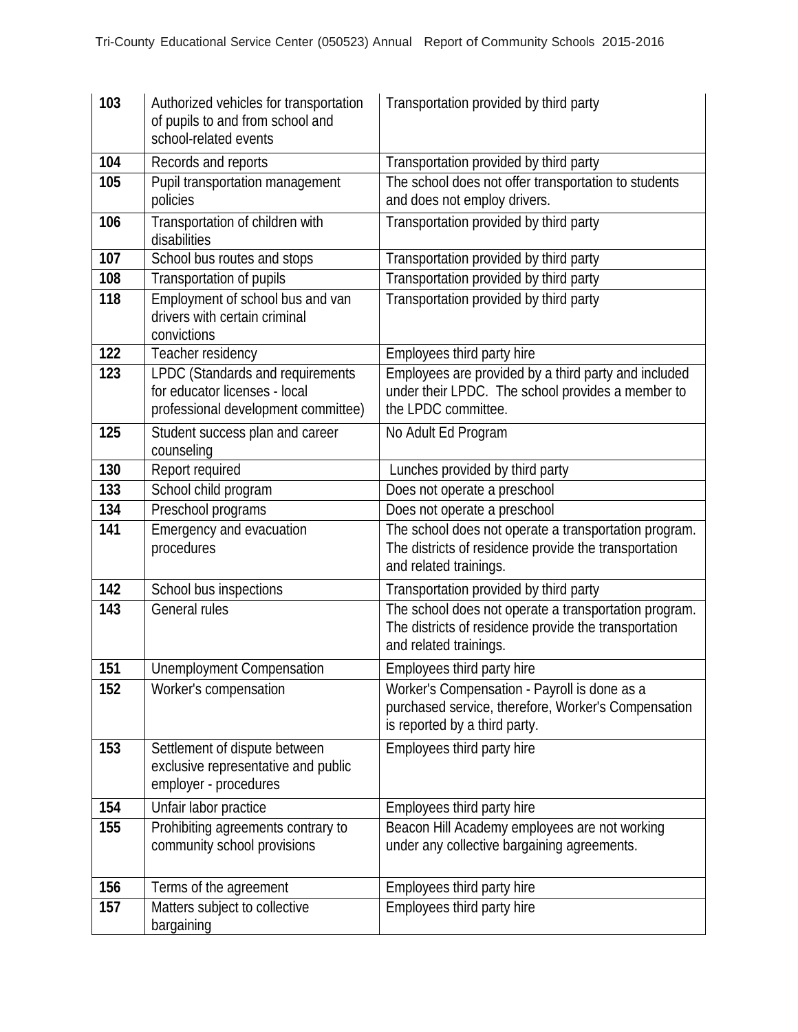| 103 | Authorized vehicles for transportation of pupils to and from school and school-related events | Transportation provided by third party |
|---|---|---|
| 104 | Records and reports | Transportation provided by third party |
| 105 | Pupil transportation management policies | The school does not offer transportation to students and does not employ drivers. |
| 106 | Transportation of children with disabilities | Transportation provided by third party |
| 107 | School bus routes and stops | Transportation provided by third party |
| 108 | Transportation of pupils | Transportation provided by third party |
| 118 | Employment of school bus and van drivers with certain criminal convictions | Transportation provided by third party |
| 122 | Teacher residency | Employees third party hire |
| 123 | LPDC (Standards and requirements for educator licenses - local professional development committee) | Employees are provided by a third party and included under their LPDC. The school provides a member to the LPDC committee. |
| 125 | Student success plan and career counseling | No Adult Ed Program |
| 130 | Report required | Lunches provided by third party |
| 133 | School child program | Does not operate a preschool |
| 134 | Preschool programs | Does not operate a preschool |
| 141 | Emergency and evacuation procedures | The school does not operate a transportation program. The districts of residence provide the transportation and related trainings. |
| 142 | School bus inspections | Transportation provided by third party |
| 143 | General rules | The school does not operate a transportation program. The districts of residence provide the transportation and related trainings. |
| 151 | Unemployment Compensation | Employees third party hire |
| 152 | Worker's compensation | Worker's Compensation - Payroll is done as a purchased service, therefore, Worker's Compensation is reported by a third party. |
| 153 | Settlement of dispute between exclusive representative and public employer - procedures | Employees third party hire |
| 154 | Unfair labor practice | Employees third party hire |
| 155 | Prohibiting agreements contrary to community school provisions | Beacon Hill Academy employees are not working under any collective bargaining agreements. |
| 156 | Terms of the agreement | Employees third party hire |
| 157 | Matters subject to collective bargaining | Employees third party hire |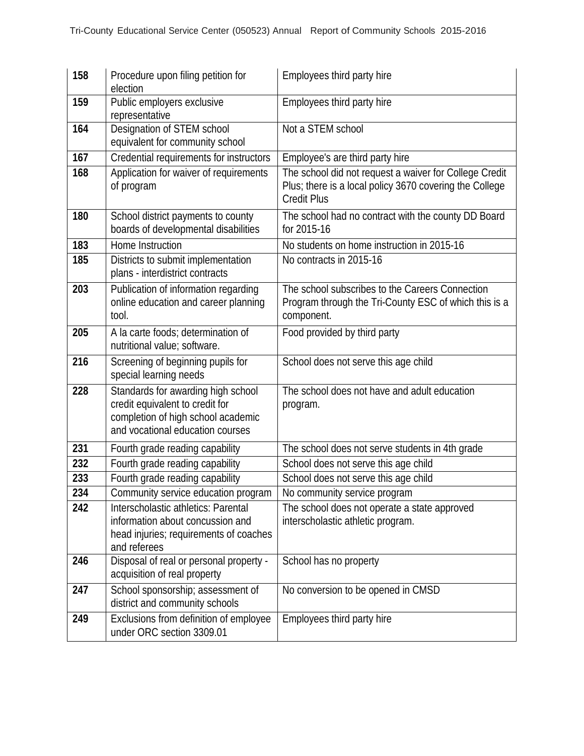| | | |
|---|---|---|
| **158** | Procedure upon filing petition for election | Employees third party hire |
| **159** | Public employers exclusive representative | Employees third party hire |
| **164** | Designation of STEM school equivalent for community school | Not a STEM school |
| **167** | Credential requirements for instructors | Employee's are third party hire |
| **168** | Application for waiver of requirements of program | The school did not request a waiver for College Credit Plus; there is a local policy 3670 covering the College Credit Plus |
| **180** | School district payments to county boards of developmental disabilities | The school had no contract with the county DD Board for 2015-16 |
| **183** | Home Instruction | No students on home instruction in 2015-16 |
| **185** | Districts to submit implementation plans - interdistrict contracts | No contracts in 2015-16 |
| **203** | Publication of information regarding online education and career planning tool. | The school subscribes to the Careers Connection Program through the Tri-County ESC of which this is a component. |
| **205** | A la carte foods; determination of nutritional value; software. | Food provided by third party |
| **216** | Screening of beginning pupils for special learning needs | School does not serve this age child |
| **228** | Standards for awarding high school credit equivalent to credit for completion of high school academic and vocational education courses | The school does not have and adult education program. |
| **231** | Fourth grade reading capability | The school does not serve students in 4th grade |
| **232** | Fourth grade reading capability | School does not serve this age child |
| **233** | Fourth grade reading capability | School does not serve this age child |
| **234** | Community service education program | No community service program |
| **242** | Interscholastic athletics: Parental information about concussion and head injuries; requirements of coaches and referees | The school does not operate a state approved interscholastic athletic program. |
| **246** | Disposal of real or personal property - acquisition of real property | School has no property |
| **247** | School sponsorship; assessment of district and community schools | No conversion to be opened in CMSD |
| **249** | Exclusions from definition of employee under ORC section 3309.01 | Employees third party hire |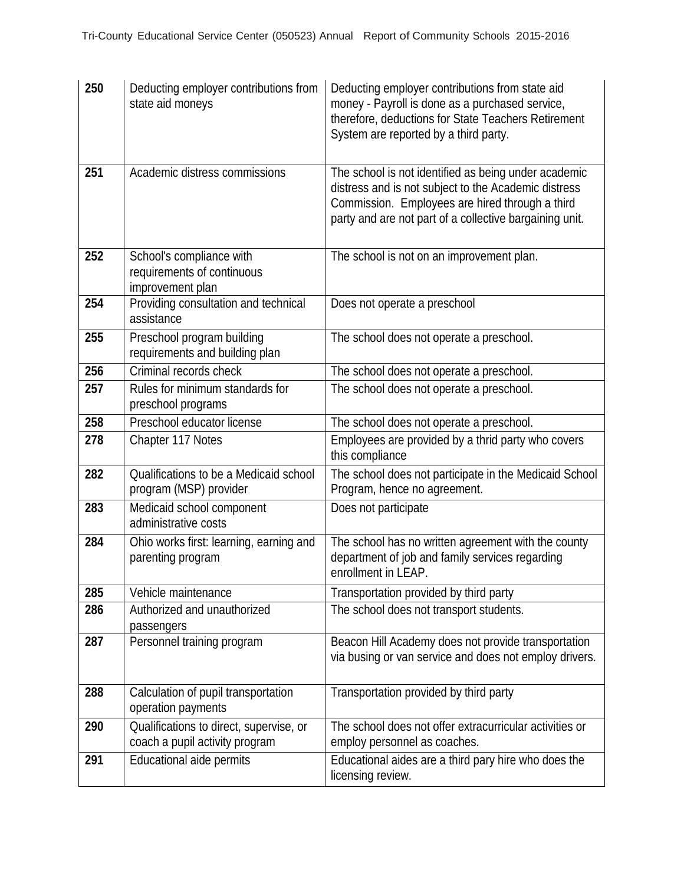| 250 | Deducting employer contributions from state aid moneys | Deducting employer contributions from state aid money - Payroll is done as a purchased service, therefore, deductions for State Teachers Retirement System are reported by a third party. |
|---|---|---|
| 251 | Academic distress commissions | The school is not identified as being under academic distress and is not subject to the Academic distress Commission. Employees are hired through a third party and are not part of a collective bargaining unit. |
| 252 | School's compliance with requirements of continuous improvement plan | The school is not on an improvement plan. |
| 254 | Providing consultation and technical assistance | Does not operate a preschool |
| 255 | Preschool program building requirements and building plan | The school does not operate a preschool. |
| 256 | Criminal records check | The school does not operate a preschool. |
| 257 | Rules for minimum standards for preschool programs | The school does not operate a preschool. |
| 258 | Preschool educator license | The school does not operate a preschool. |
| 278 | Chapter 117 Notes | Employees are provided by a thrid party who covers this compliance |
| 282 | Qualifications to be a Medicaid school program (MSP) provider | The school does not participate in the Medicaid School Program, hence no agreement. |
| 283 | Medicaid school component administrative costs | Does not participate |
| 284 | Ohio works first: learning, earning and parenting program | The school has no written agreement with the county department of job and family services regarding enrollment in LEAP. |
| 285 | Vehicle maintenance | Transportation provided by third party |
| 286 | Authorized and unauthorized passengers | The school does not transport students. |
| 287 | Personnel training program | Beacon Hill Academy does not provide transportation via busing or van service and does not employ drivers. |
| 288 | Calculation of pupil transportation operation payments | Transportation provided by third party |
| 290 | Qualifications to direct, supervise, or coach a pupil activity program | The school does not offer extracurricular activities or employ personnel as coaches. |
| 291 | Educational aide permits | Educational aides are a third pary hire who does the licensing review. |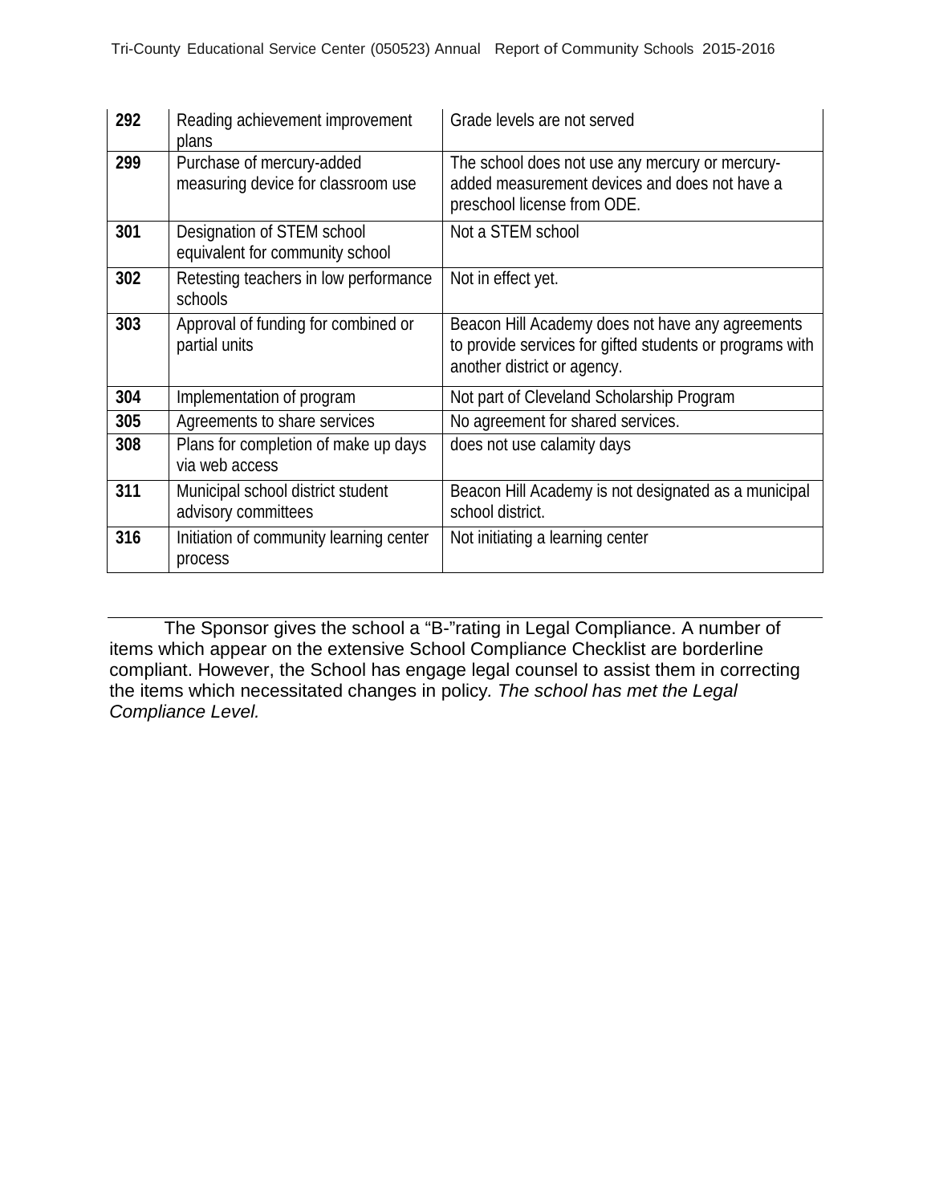| | | |
|---|---|---|
| **292** | Reading achievement improvement plans | Grade levels are not served |
| **299** | Purchase of mercury-added measuring device for classroom use | The school does not use any mercury or mercury-added measurement devices and does not have a preschool license from ODE. |
| **301** | Designation of STEM school equivalent for community school | Not a STEM school |
| **302** | Retesting teachers in low performance schools | Not in effect yet. |
| **303** | Approval of funding for combined or partial units | Beacon Hill Academy does not have any agreements to provide services for gifted students or programs with another district or agency. |
| **304** | Implementation of program | Not part of Cleveland Scholarship Program |
| **305** | Agreements to share services | No agreement for shared services. |
| **308** | Plans for completion of make up days via web access | does not use calamity days |
| **311** | Municipal school district student advisory committees | Beacon Hill Academy is not designated as a municipal school district. |
| **316** | Initiation of community learning center process | Not initiating a learning center |

---

The Sponsor gives the school a "B-"rating in Legal Compliance. A number of items which appear on the extensive School Compliance Checklist are borderline compliant. However, the School has engage legal counsel to assist them in correcting the items which necessitated changes in policy. *The school has met the Legal Compliance Level.*